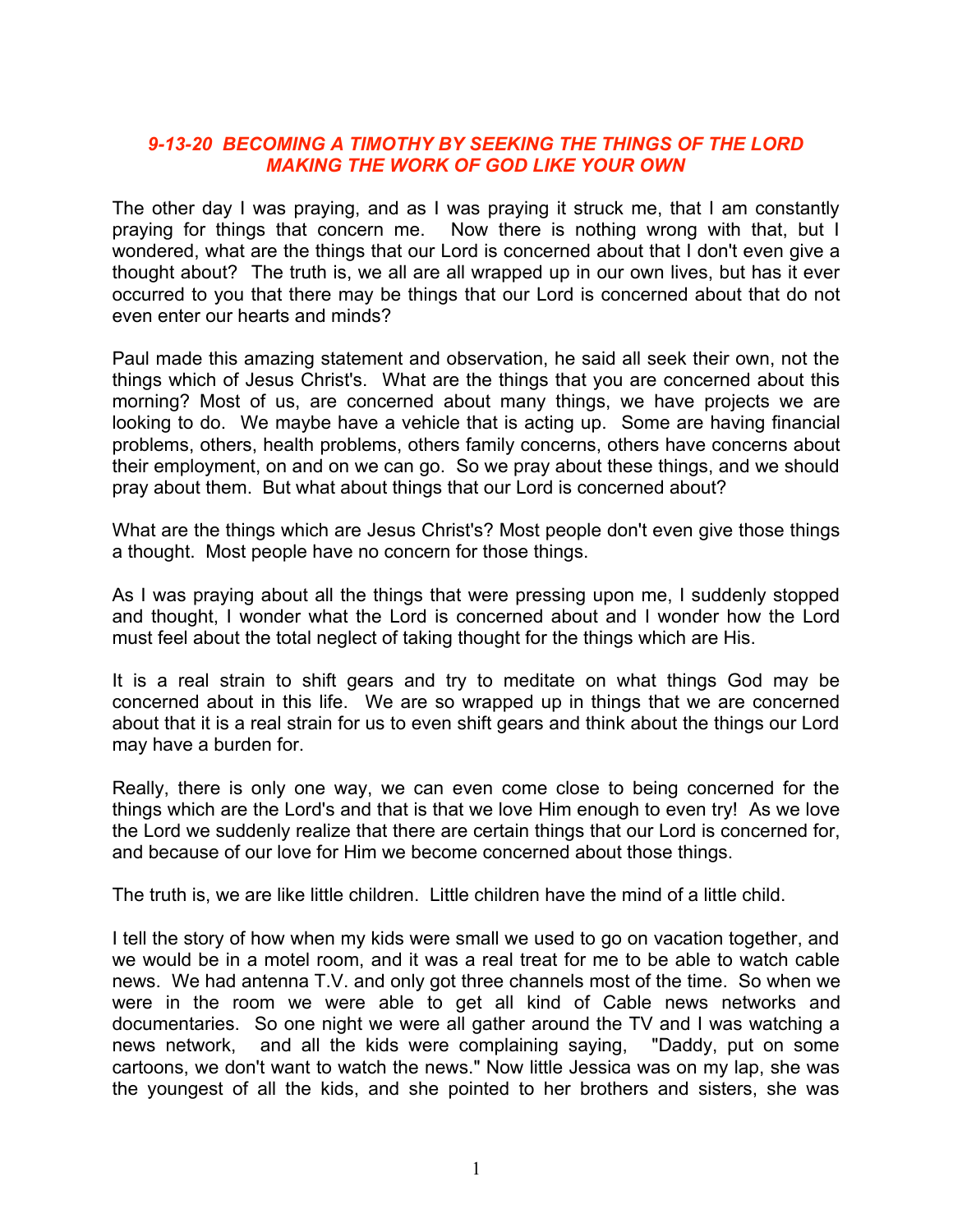***9-13-20 BECOMING A TIMOTHY BY SEEKING THE THINGS OF THE LORD MAKING THE WORK OF GOD LIKE YOUR OWN***

The other day I was praying, and as I was praying it struck me, that I am constantly praying for things that concern me. Now there is nothing wrong with that, but I wondered, what are the things that our Lord is concerned about that I don't even give a thought about? The truth is, we all are all wrapped up in our own lives, but has it ever occurred to you that there may be things that our Lord is concerned about that do not even enter our hearts and minds?

Paul made this amazing statement and observation, he said all seek their own, not the things which of Jesus Christ's. What are the things that you are concerned about this morning? Most of us, are concerned about many things, we have projects we are looking to do. We maybe have a vehicle that is acting up. Some are having financial problems, others, health problems, others family concerns, others have concerns about their employment, on and on we can go. So we pray about these things, and we should pray about them. But what about things that our Lord is concerned about?

What are the things which are Jesus Christ's? Most people don't even give those things a thought. Most people have no concern for those things.

As I was praying about all the things that were pressing upon me, I suddenly stopped and thought, I wonder what the Lord is concerned about and I wonder how the Lord must feel about the total neglect of taking thought for the things which are His.

It is a real strain to shift gears and try to meditate on what things God may be concerned about in this life. We are so wrapped up in things that we are concerned about that it is a real strain for us to even shift gears and think about the things our Lord may have a burden for.

Really, there is only one way, we can even come close to being concerned for the things which are the Lord's and that is that we love Him enough to even try! As we love the Lord we suddenly realize that there are certain things that our Lord is concerned for, and because of our love for Him we become concerned about those things.

The truth is, we are like little children. Little children have the mind of a little child.

I tell the story of how when my kids were small we used to go on vacation together, and we would be in a motel room, and it was a real treat for me to be able to watch cable news. We had antenna T.V. and only got three channels most of the time. So when we were in the room we were able to get all kind of Cable news networks and documentaries. So one night we were all gather around the TV and I was watching a news network, and all the kids were complaining saying, "Daddy, put on some cartoons, we don't want to watch the news." Now little Jessica was on my lap, she was the youngest of all the kids, and she pointed to her brothers and sisters, she was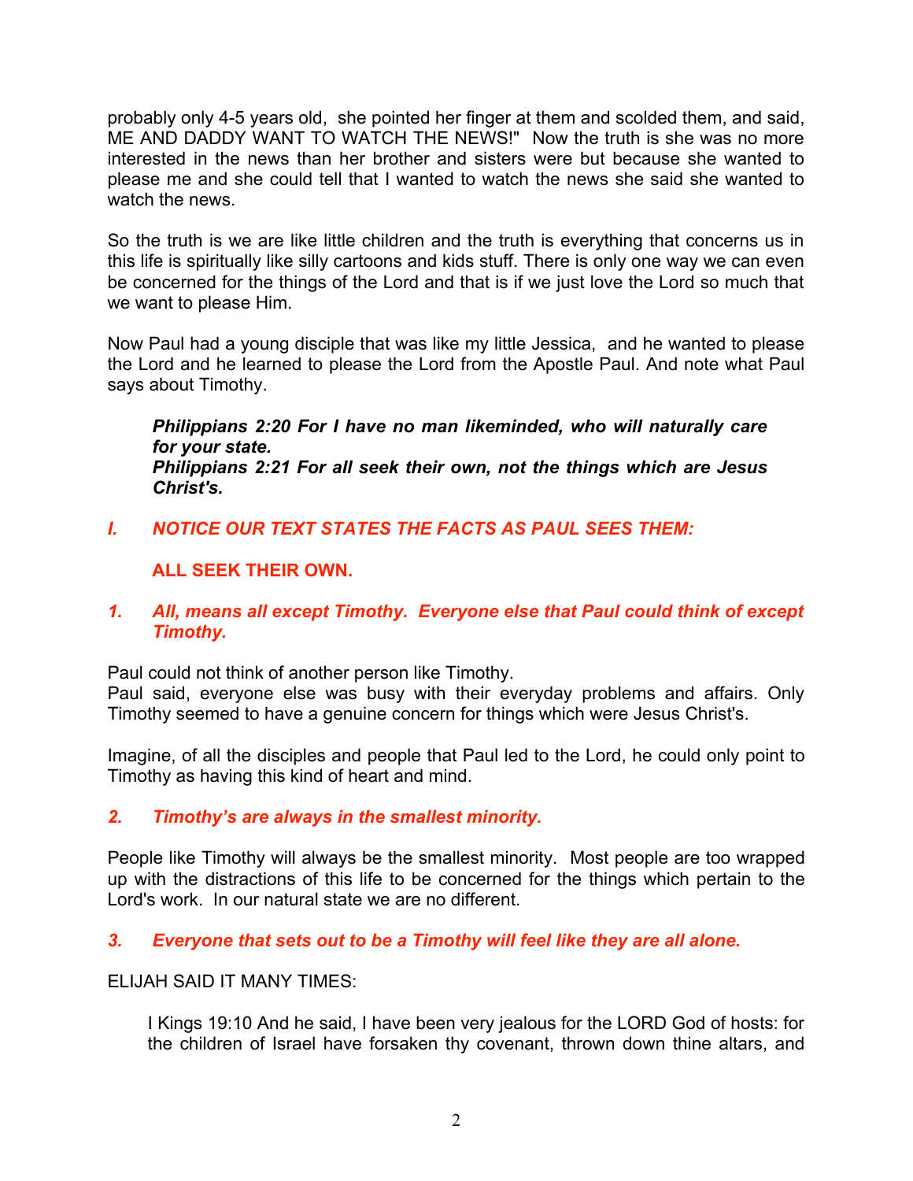probably only 4-5 years old, she pointed her finger at them and scolded them, and said, ME AND DADDY WANT TO WATCH THE NEWS!" Now the truth is she was no more interested in the news than her brother and sisters were but because she wanted to please me and she could tell that I wanted to watch the news she said she wanted to watch the news.

So the truth is we are like little children and the truth is everything that concerns us in this life is spiritually like silly cartoons and kids stuff. There is only one way we can even be concerned for the things of the Lord and that is if we just love the Lord so much that we want to please Him.

Now Paul had a young disciple that was like my little Jessica, and he wanted to please the Lord and he learned to please the Lord from the Apostle Paul. And note what Paul says about Timothy.

> ***Philippians 2:20 For I have no man likeminded, who will naturally care for your state.***
> ***Philippians 2:21 For all seek their own, not the things which are Jesus Christ's.***

### *I. NOTICE OUR TEXT STATES THE FACTS AS PAUL SEES THEM:*

### ALL SEEK THEIR OWN.

#### *1. All, means all except Timothy. Everyone else that Paul could think of except Timothy.*

Paul could not think of another person like Timothy.
Paul said, everyone else was busy with their everyday problems and affairs. Only Timothy seemed to have a genuine concern for things which were Jesus Christ's.

Imagine, of all the disciples and people that Paul led to the Lord, he could only point to Timothy as having this kind of heart and mind.

#### *2. Timothy's are always in the smallest minority.*

People like Timothy will always be the smallest minority. Most people are too wrapped up with the distractions of this life to be concerned for the things which pertain to the Lord's work. In our natural state we are no different.

#### *3. Everyone that sets out to be a Timothy will feel like they are all alone.*

ELIJAH SAID IT MANY TIMES:

> I Kings 19:10 And he said, I have been very jealous for the LORD God of hosts: for the children of Israel have forsaken thy covenant, thrown down thine altars, and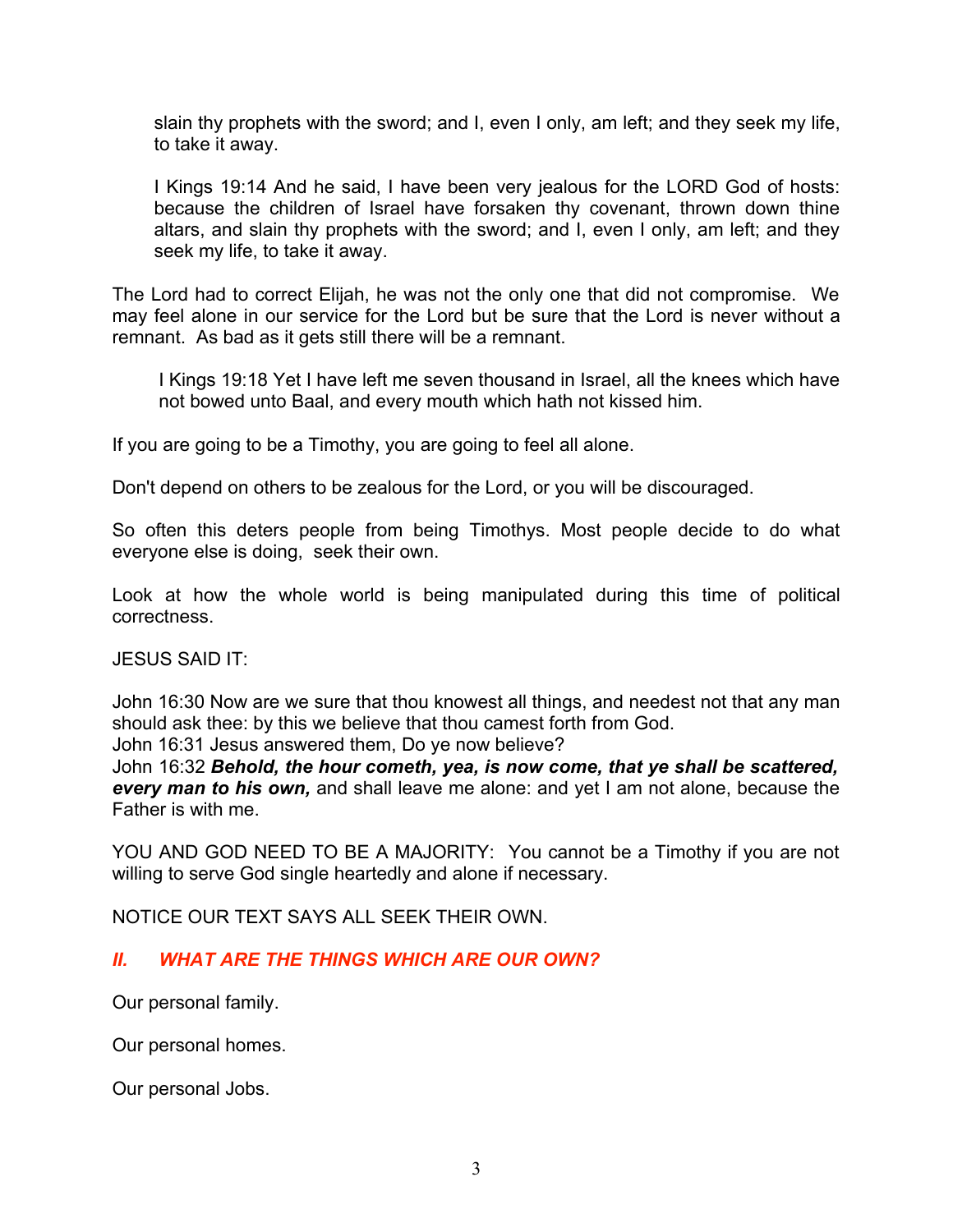> slain thy prophets with the sword; and I, even I only, am left; and they seek my life, to take it away.
>
> I Kings 19:14 And he said, I have been very jealous for the LORD God of hosts: because the children of Israel have forsaken thy covenant, thrown down thine altars, and slain thy prophets with the sword; and I, even I only, am left; and they seek my life, to take it away.

The Lord had to correct Elijah, he was not the only one that did not compromise. We may feel alone in our service for the Lord but be sure that the Lord is never without a remnant. As bad as it gets still there will be a remnant.

> I Kings 19:18 Yet I have left me seven thousand in Israel, all the knees which have not bowed unto Baal, and every mouth which hath not kissed him.

If you are going to be a Timothy, you are going to feel all alone.

Don't depend on others to be zealous for the Lord, or you will be discouraged.

So often this deters people from being Timothys. Most people decide to do what everyone else is doing, seek their own.

Look at how the whole world is being manipulated during this time of political correctness.

JESUS SAID IT:

John 16:30 Now are we sure that thou knowest all things, and needest not that any man should ask thee: by this we believe that thou camest forth from God.
John 16:31 Jesus answered them, Do ye now believe?
John 16:32 ***Behold, the hour cometh, yea, is now come, that ye shall be scattered, every man to his own,*** and shall leave me alone: and yet I am not alone, because the Father is with me.

YOU AND GOD NEED TO BE A MAJORITY: You cannot be a Timothy if you are not willing to serve God single heartedly and alone if necessary.

NOTICE OUR TEXT SAYS ALL SEEK THEIR OWN.

## *II. WHAT ARE THE THINGS WHICH ARE OUR OWN?*

Our personal family.

Our personal homes.

Our personal Jobs.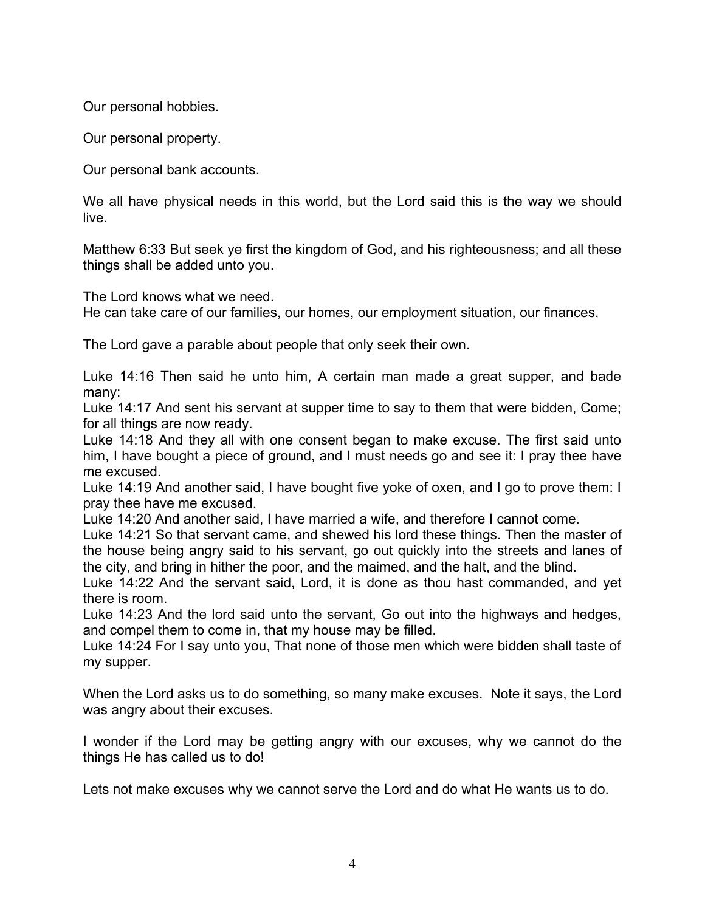Our personal hobbies.

Our personal property.

Our personal bank accounts.

We all have physical needs in this world, but the Lord said this is the way we should live.

Matthew 6:33 But seek ye first the kingdom of God, and his righteousness; and all these things shall be added unto you.

The Lord knows what we need.
He can take care of our families, our homes, our employment situation, our finances.

The Lord gave a parable about people that only seek their own.

Luke 14:16 Then said he unto him, A certain man made a great supper, and bade many:
Luke 14:17 And sent his servant at supper time to say to them that were bidden, Come; for all things are now ready.
Luke 14:18 And they all with one consent began to make excuse. The first said unto him, I have bought a piece of ground, and I must needs go and see it: I pray thee have me excused.
Luke 14:19 And another said, I have bought five yoke of oxen, and I go to prove them: I pray thee have me excused.
Luke 14:20 And another said, I have married a wife, and therefore I cannot come.
Luke 14:21 So that servant came, and shewed his lord these things. Then the master of the house being angry said to his servant, go out quickly into the streets and lanes of the city, and bring in hither the poor, and the maimed, and the halt, and the blind.
Luke 14:22 And the servant said, Lord, it is done as thou hast commanded, and yet there is room.
Luke 14:23 And the lord said unto the servant, Go out into the highways and hedges, and compel them to come in, that my house may be filled.
Luke 14:24 For I say unto you, That none of those men which were bidden shall taste of my supper.

When the Lord asks us to do something, so many make excuses. Note it says, the Lord was angry about their excuses.

I wonder if the Lord may be getting angry with our excuses, why we cannot do the things He has called us to do!

Lets not make excuses why we cannot serve the Lord and do what He wants us to do.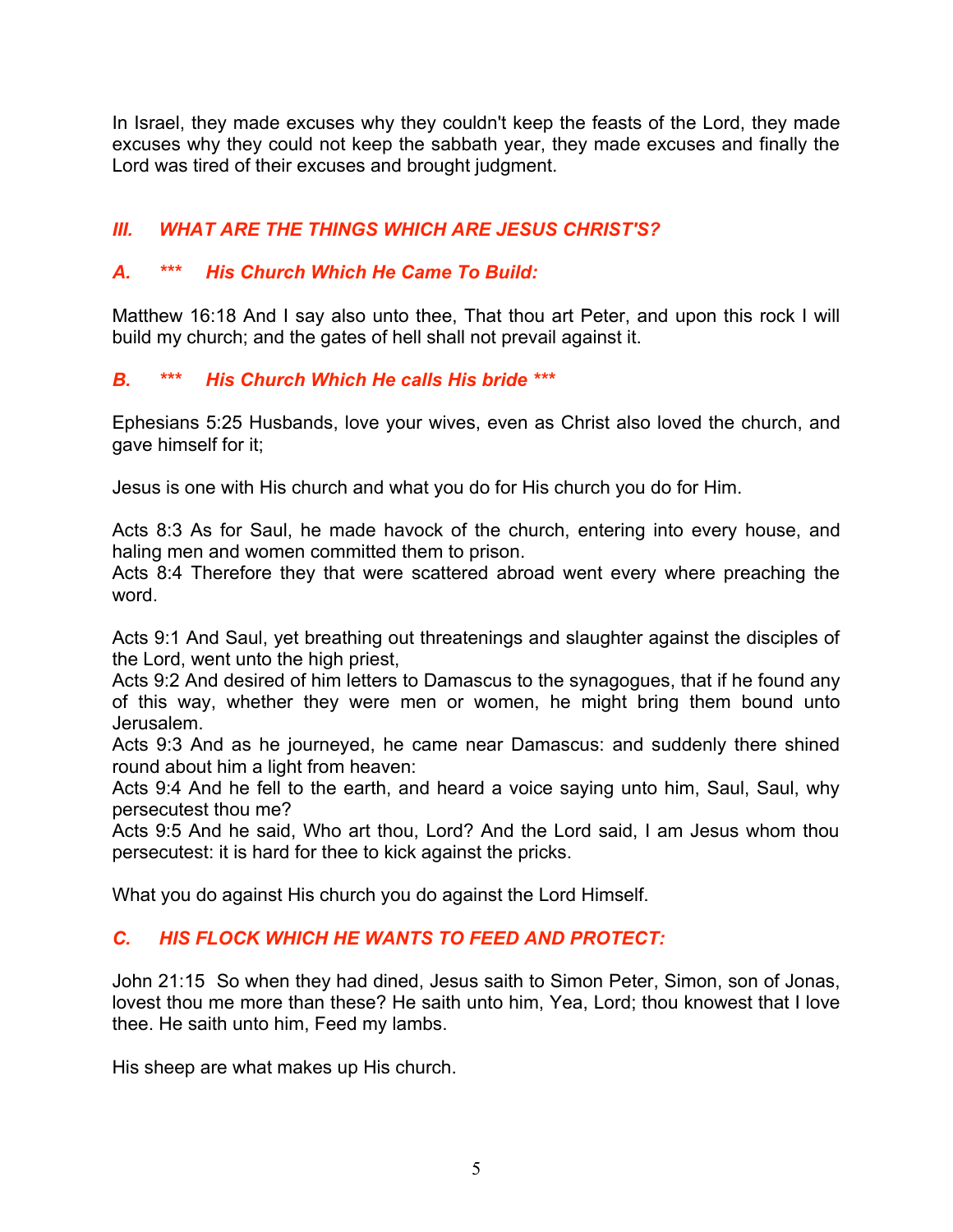In Israel, they made excuses why they couldn't keep the feasts of the Lord, they made excuses why they could not keep the sabbath year, they made excuses and finally the Lord was tired of their excuses and brought judgment.

## *III. WHAT ARE THE THINGS WHICH ARE JESUS CHRIST'S?*

### *A. *** His Church Which He Came To Build:*

Matthew 16:18 And I say also unto thee, That thou art Peter, and upon this rock I will build my church; and the gates of hell shall not prevail against it.

### *B. *** His Church Which He calls His bride ****

Ephesians 5:25 Husbands, love your wives, even as Christ also loved the church, and gave himself for it;

Jesus is one with His church and what you do for His church you do for Him.

Acts 8:3 As for Saul, he made havock of the church, entering into every house, and haling men and women committed them to prison.
Acts 8:4 Therefore they that were scattered abroad went every where preaching the word.

Acts 9:1 And Saul, yet breathing out threatenings and slaughter against the disciples of the Lord, went unto the high priest,
Acts 9:2 And desired of him letters to Damascus to the synagogues, that if he found any of this way, whether they were men or women, he might bring them bound unto Jerusalem.
Acts 9:3 And as he journeyed, he came near Damascus: and suddenly there shined round about him a light from heaven:
Acts 9:4 And he fell to the earth, and heard a voice saying unto him, Saul, Saul, why persecutest thou me?
Acts 9:5 And he said, Who art thou, Lord? And the Lord said, I am Jesus whom thou persecutest: it is hard for thee to kick against the pricks.

What you do against His church you do against the Lord Himself.

### *C. HIS FLOCK WHICH HE WANTS TO FEED AND PROTECT:*

John 21:15 So when they had dined, Jesus saith to Simon Peter, Simon, son of Jonas, lovest thou me more than these? He saith unto him, Yea, Lord; thou knowest that I love thee. He saith unto him, Feed my lambs.

His sheep are what makes up His church.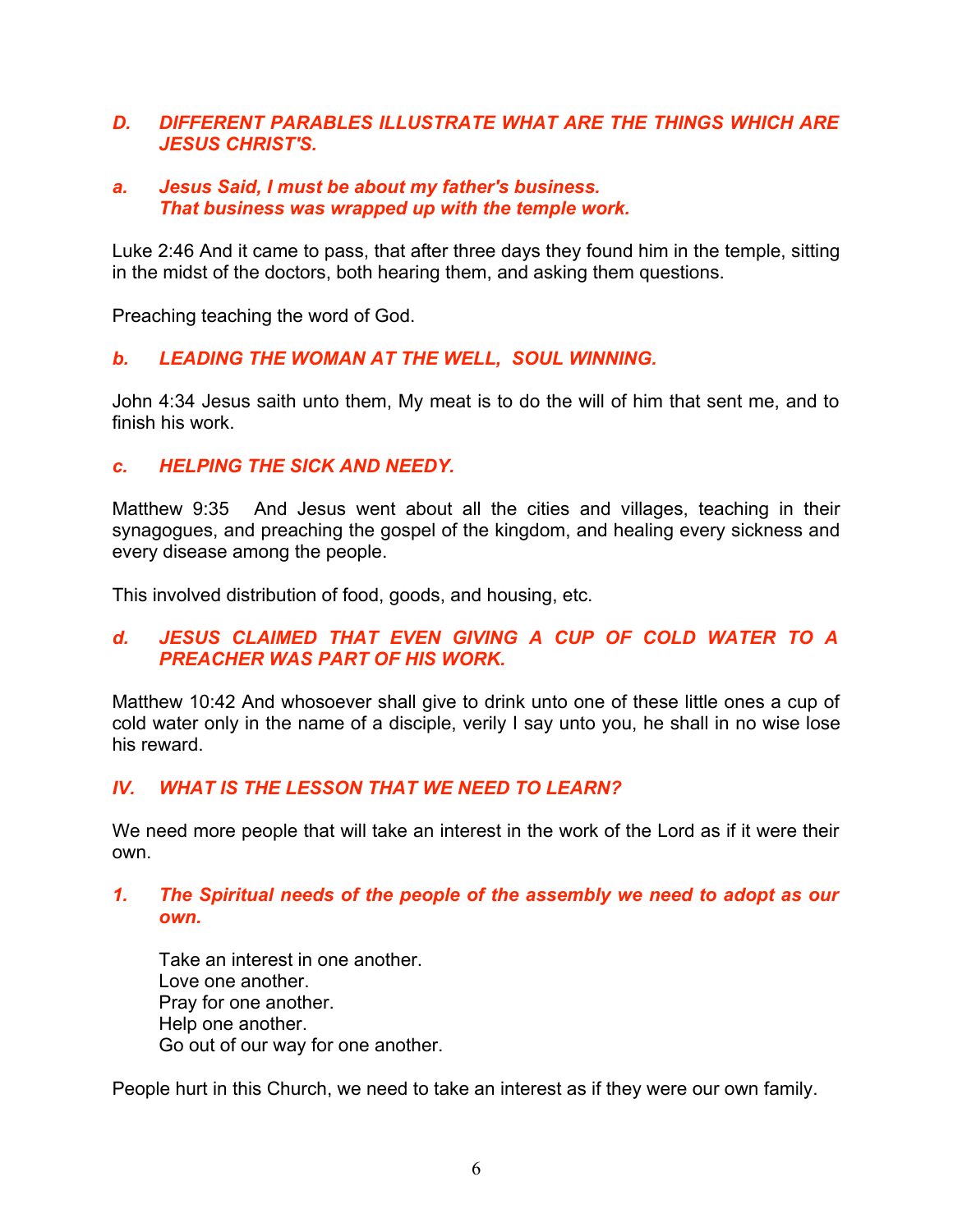### *D. DIFFERENT PARABLES ILLUSTRATE WHAT ARE THE THINGS WHICH ARE JESUS CHRIST'S.*

#### *a. Jesus Said, I must be about my father's business. That business was wrapped up with the temple work.*

Luke 2:46 And it came to pass, that after three days they found him in the temple, sitting in the midst of the doctors, both hearing them, and asking them questions.

Preaching teaching the word of God.

#### *b. LEADING THE WOMAN AT THE WELL, SOUL WINNING.*

John 4:34 Jesus saith unto them, My meat is to do the will of him that sent me, and to finish his work.

#### *c. HELPING THE SICK AND NEEDY.*

Matthew 9:35 And Jesus went about all the cities and villages, teaching in their synagogues, and preaching the gospel of the kingdom, and healing every sickness and every disease among the people.

This involved distribution of food, goods, and housing, etc.

#### *d. JESUS CLAIMED THAT EVEN GIVING A CUP OF COLD WATER TO A PREACHER WAS PART OF HIS WORK.*

Matthew 10:42 And whosoever shall give to drink unto one of these little ones a cup of cold water only in the name of a disciple, verily I say unto you, he shall in no wise lose his reward.

## *IV. WHAT IS THE LESSON THAT WE NEED TO LEARN?*

We need more people that will take an interest in the work of the Lord as if it were their own.

#### *1. The Spiritual needs of the people of the assembly we need to adopt as our own.*

Take an interest in one another.
Love one another.
Pray for one another.
Help one another.
Go out of our way for one another.

People hurt in this Church, we need to take an interest as if they were our own family.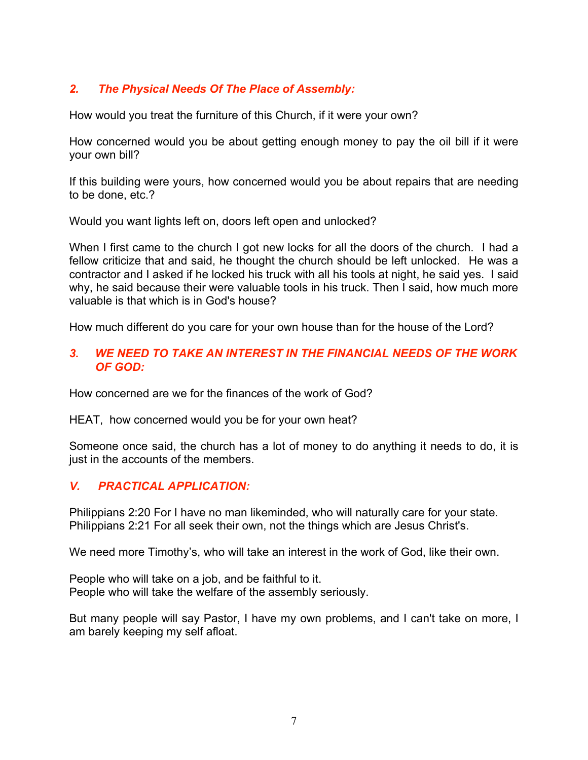### *2. The Physical Needs Of The Place of Assembly:*

How would you treat the furniture of this Church, if it were your own?

How concerned would you be about getting enough money to pay the oil bill if it were your own bill?

If this building were yours, how concerned would you be about repairs that are needing to be done, etc.?

Would you want lights left on, doors left open and unlocked?

When I first came to the church I got new locks for all the doors of the church. I had a fellow criticize that and said, he thought the church should be left unlocked. He was a contractor and I asked if he locked his truck with all his tools at night, he said yes. I said why, he said because their were valuable tools in his truck. Then I said, how much more valuable is that which is in God's house?

How much different do you care for your own house than for the house of the Lord?

### *3. WE NEED TO TAKE AN INTEREST IN THE FINANCIAL NEEDS OF THE WORK OF GOD:*

How concerned are we for the finances of the work of God?

HEAT, how concerned would you be for your own heat?

Someone once said, the church has a lot of money to do anything it needs to do, it is just in the accounts of the members.

## *V. PRACTICAL APPLICATION:*

Philippians 2:20 For I have no man likeminded, who will naturally care for your state.
Philippians 2:21 For all seek their own, not the things which are Jesus Christ's.

We need more Timothy’s, who will take an interest in the work of God, like their own.

People who will take on a job, and be faithful to it.
People who will take the welfare of the assembly seriously.

But many people will say Pastor, I have my own problems, and I can't take on more, I am barely keeping my self afloat.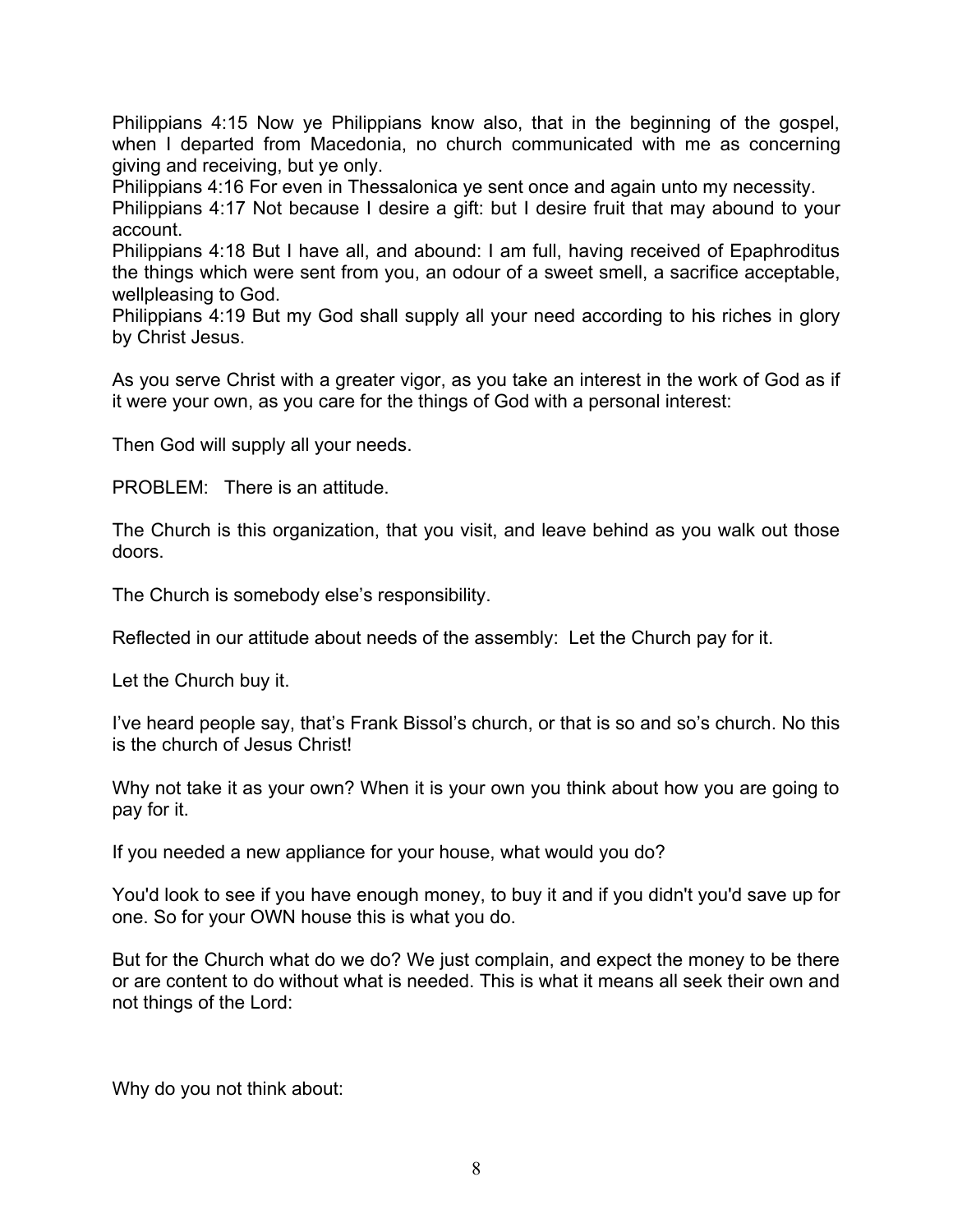Philippians 4:15 Now ye Philippians know also, that in the beginning of the gospel, when I departed from Macedonia, no church communicated with me as concerning giving and receiving, but ye only.

Philippians 4:16 For even in Thessalonica ye sent once and again unto my necessity.

Philippians 4:17 Not because I desire a gift: but I desire fruit that may abound to your account.

Philippians 4:18 But I have all, and abound: I am full, having received of Epaphroditus the things which were sent from you, an odour of a sweet smell, a sacrifice acceptable, wellpleasing to God.

Philippians 4:19 But my God shall supply all your need according to his riches in glory by Christ Jesus.

As you serve Christ with a greater vigor, as you take an interest in the work of God as if it were your own, as you care for the things of God with a personal interest:

Then God will supply all your needs.

PROBLEM: There is an attitude.

The Church is this organization, that you visit, and leave behind as you walk out those doors.

The Church is somebody else's responsibility.

Reflected in our attitude about needs of the assembly: Let the Church pay for it.

Let the Church buy it.

I've heard people say, that's Frank Bissol's church, or that is so and so's church. No this is the church of Jesus Christ!

Why not take it as your own? When it is your own you think about how you are going to pay for it.

If you needed a new appliance for your house, what would you do?

You'd look to see if you have enough money, to buy it and if you didn't you'd save up for one. So for your OWN house this is what you do.

But for the Church what do we do? We just complain, and expect the money to be there or are content to do without what is needed. This is what it means all seek their own and not things of the Lord:

Why do you not think about: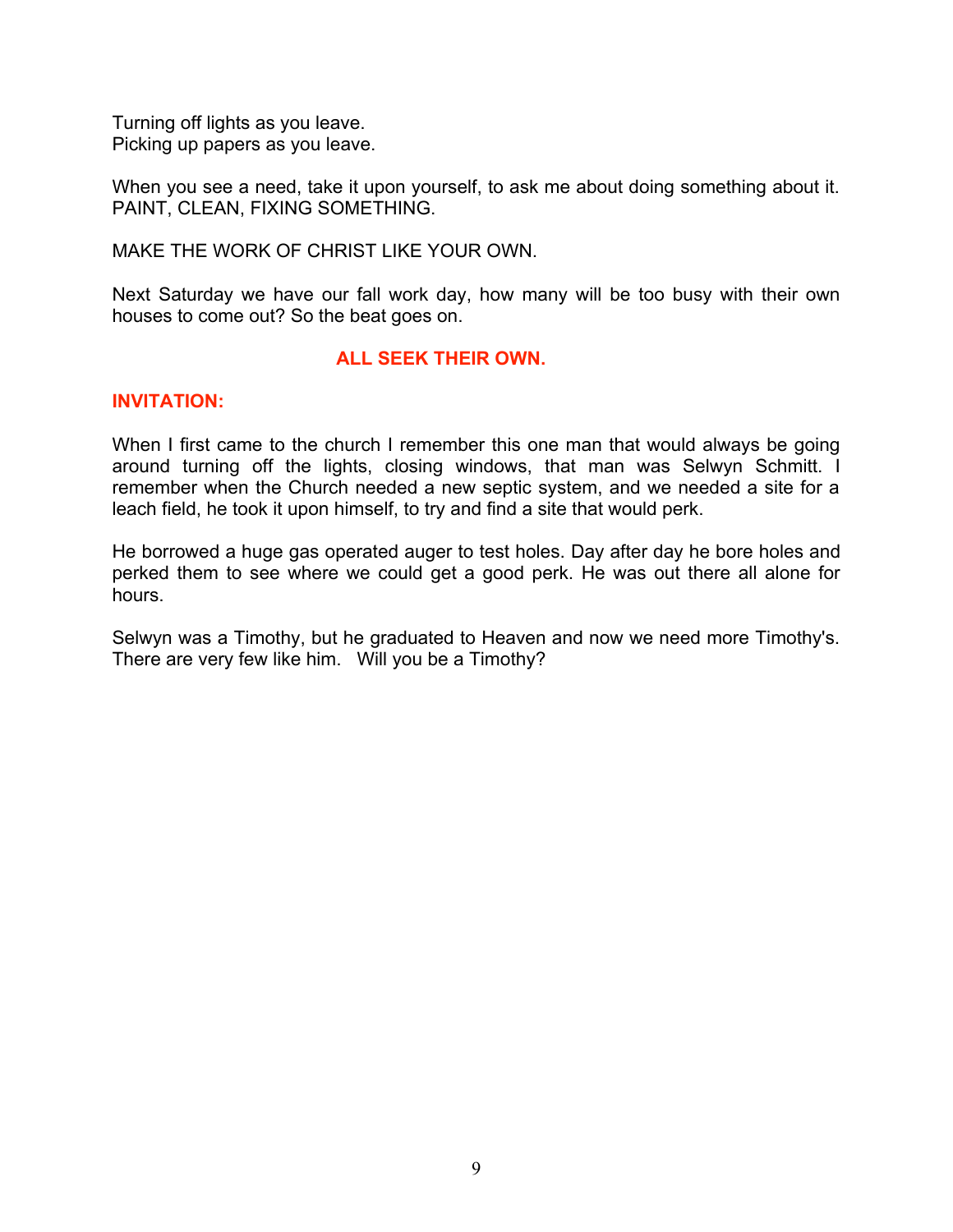Turning off lights as you leave.
Picking up papers as you leave.

When you see a need, take it upon yourself, to ask me about doing something about it. PAINT, CLEAN, FIXING SOMETHING.

MAKE THE WORK OF CHRIST LIKE YOUR OWN.

Next Saturday we have our fall work day, how many will be too busy with their own houses to come out? So the beat goes on.

**ALL SEEK THEIR OWN.**

**INVITATION:**

When I first came to the church I remember this one man that would always be going around turning off the lights, closing windows, that man was Selwyn Schmitt. I remember when the Church needed a new septic system, and we needed a site for a leach field, he took it upon himself, to try and find a site that would perk.

He borrowed a huge gas operated auger to test holes. Day after day he bore holes and perked them to see where we could get a good perk. He was out there all alone for hours.

Selwyn was a Timothy, but he graduated to Heaven and now we need more Timothy's. There are very few like him. Will you be a Timothy?